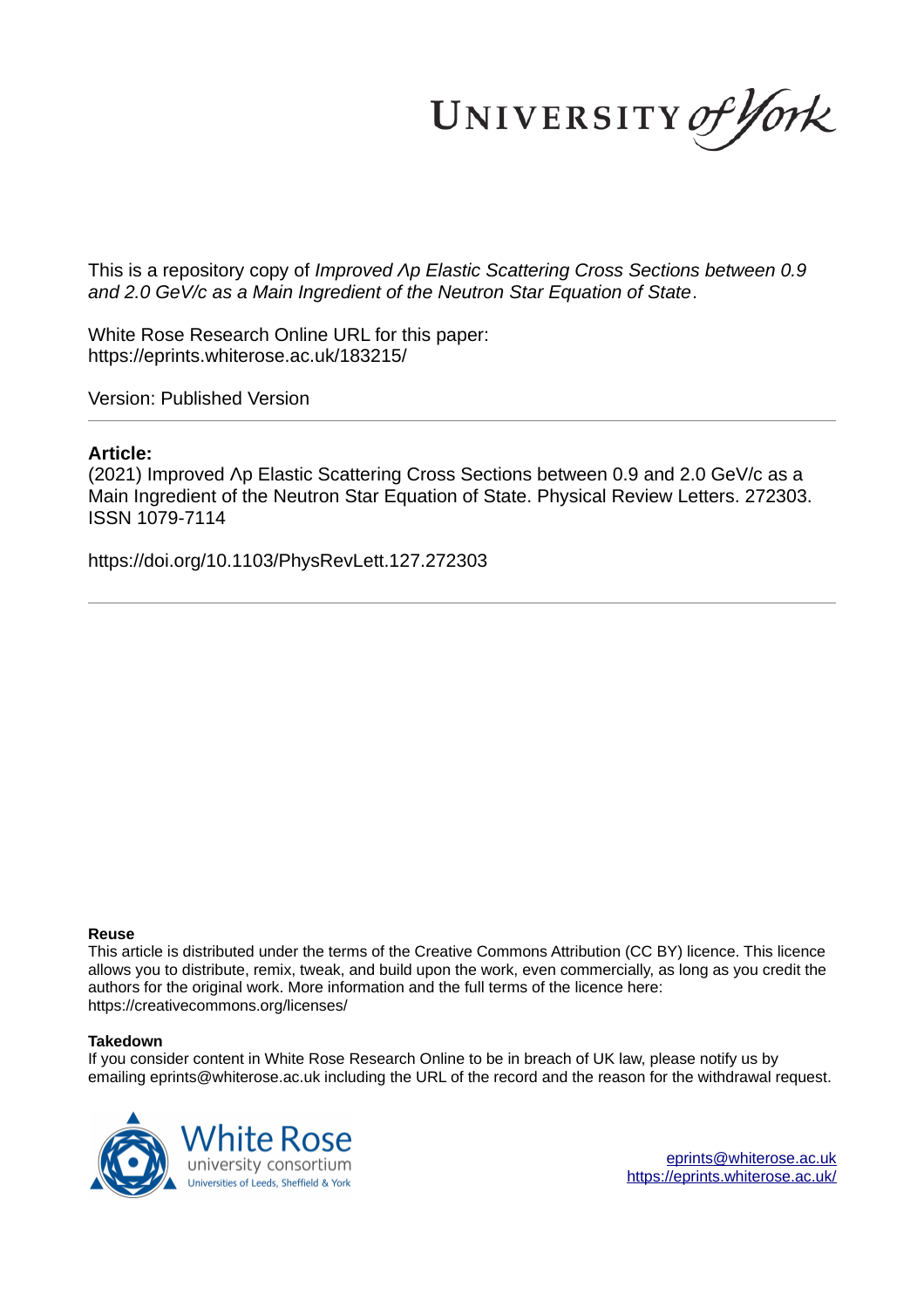This is a repository copy of *Improved Λp Elastic Scattering Cross Sections between 0.9 and 2.0 GeV/c as a Main Ingredient of the Neutron Star Equation of State*.

White Rose Research Online URL for this paper:
https://eprints.whiterose.ac.uk/183215/

Version: Published Version

**Article:**

(2021) Improved Λp Elastic Scattering Cross Sections between 0.9 and 2.0 GeV/c as a Main Ingredient of the Neutron Star Equation of State. Physical Review Letters. 272303. ISSN 1079-7114

https://doi.org/10.1103/PhysRevLett.127.272303

**Reuse**

This article is distributed under the terms of the Creative Commons Attribution (CC BY) licence. This licence allows you to distribute, remix, tweak, and build upon the work, even commercially, as long as you credit the authors for the original work. More information and the full terms of the licence here: https://creativecommons.org/licenses/

**Takedown**

If you consider content in White Rose Research Online to be in breach of UK law, please notify us by emailing eprints@whiterose.ac.uk including the URL of the record and the reason for the withdrawal request.

eprints@whiterose.ac.uk
https://eprints.whiterose.ac.uk/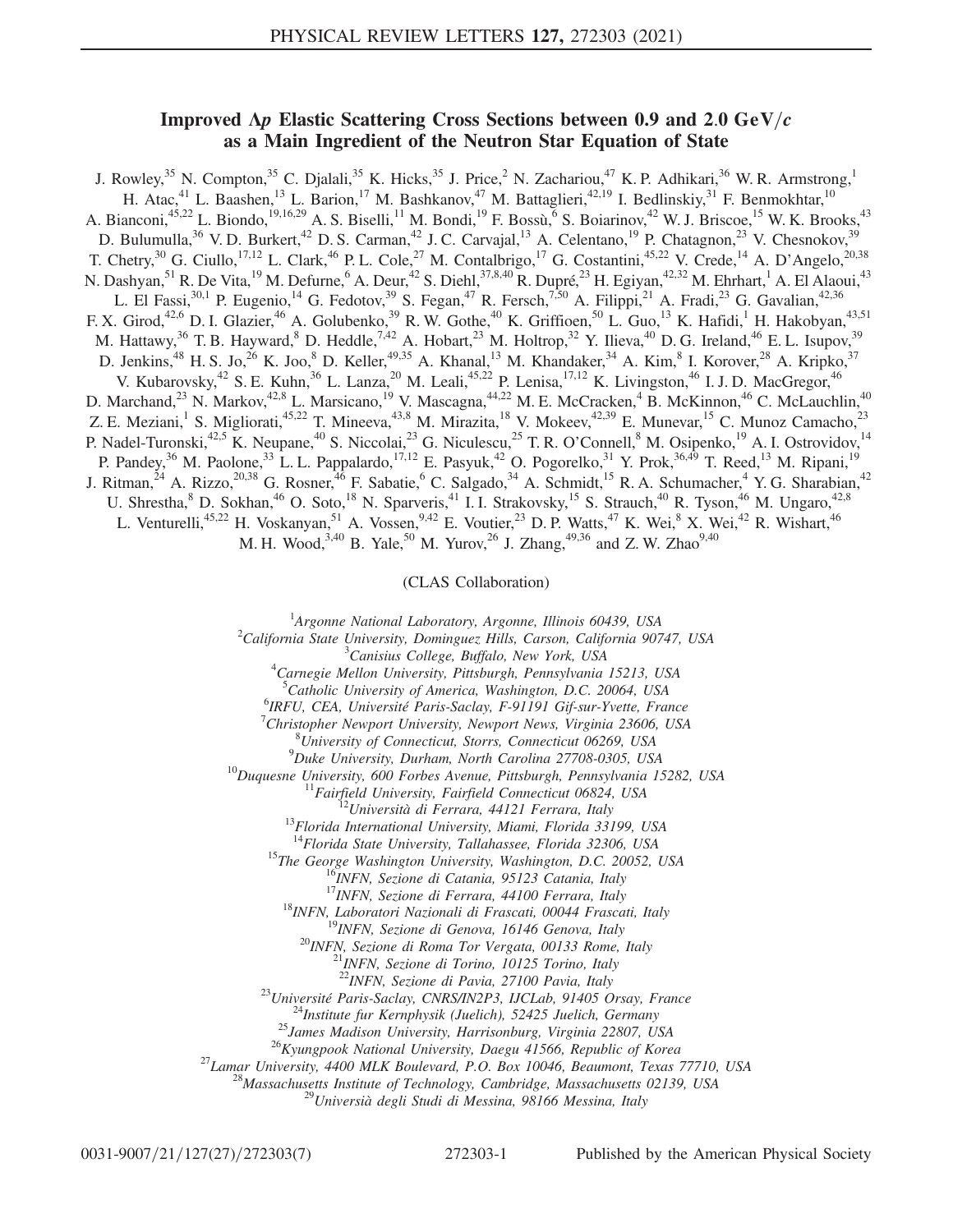# Improved $\Lambda p$ Elastic Scattering Cross Sections between 0.9 and 2.0 GeV/$c$ as a Main Ingredient of the Neutron Star Equation of State

J. Rowley,[35] N. Compton,[35] C. Djalali,[35] K. Hicks,[35] J. Price,[2] N. Zachariou,[47] K. P. Adhikari,[36] W. R. Armstrong,[1] H. Atac,[41] L. Baashen,[13] L. Barion,[17] M. Bashkanov,[47] M. Battaglieri,[42,19] I. Bedlinskiy,[31] F. Benmokhtar,[10] A. Bianconi,[45,22] L. Biondo,[19,16,29] A. S. Biselli,[11] M. Bondi,[19] F. Bossù,[6] S. Boiarinov,[42] W. J. Briscoe,[15] W. K. Brooks,[43] D. Bulumulla,[36] V. D. Burkert,[42] D. S. Carman,[42] J. C. Carvajal,[13] A. Celentano,[19] P. Chatagnon,[23] V. Chesnokov,[39] T. Chetry,[30] G. Ciullo,[17,12] L. Clark,[46] P. L. Cole,[27] M. Contalbrigo,[17] G. Costantini,[45,22] V. Crede,[14] A. D'Angelo,[20,38] N. Dashyan,[51] R. De Vita,[19] M. Defurne,[6] A. Deur,[42] S. Diehl,[37,8,40] R. Dupré,[23] H. Egiyan,[42,32] M. Ehrhart,[1] A. El Alaoui,[43] L. El Fassi,[30,1] P. Eugenio,[14] G. Fedotov,[39] S. Fegan,[47] R. Fersch,[7,50] A. Filippi,[21] A. Fradi,[23] G. Gavalian,[42,36] F. X. Girod,[42,6] D. I. Glazier,[46] A. Golubenko,[39] R. W. Gothe,[40] K. Griffioen,[50] L. Guo,[13] K. Hafidi,[1] H. Hakobyan,[43,51] M. Hattawy,[36] T. B. Hayward,[8] D. Heddle,[7,42] A. Hobart,[23] M. Holtrop,[32] Y. Ilieva,[40] D. G. Ireland,[46] E. L. Isupov,[39] D. Jenkins,[48] H. S. Jo,[26] K. Joo,[8] D. Keller,[49,35] A. Khanal,[13] M. Khandaker,[34] A. Kim,[8] I. Korover,[28] A. Kripko,[37] V. Kubarovsky,[42] S. E. Kuhn,[36] L. Lanza,[20] M. Leali,[45,22] P. Lenisa,[17,12] K. Livingston,[46] I. J. D. MacGregor,[46] D. Marchand,[23] N. Markov,[42,8] L. Marsicano,[19] V. Mascagna,[44,22] M. E. McCracken,[4] B. McKinnon,[46] C. McLauchlin,[40] Z. E. Meziani,[1] S. Migliorati,[45,22] T. Mineeva,[43,8] M. Mirazita,[18] V. Mokeev,[42,39] E. Munevar,[15] C. Munoz Camacho,[23] P. Nadel-Turonski,[42,5] K. Neupane,[40] S. Niccolai,[23] G. Niculescu,[25] T. R. O'Connell,[8] M. Osipenko,[19] A. I. Ostrovidov,[14] P. Pandey,[36] M. Paolone,[33] L. L. Pappalardo,[17,12] E. Pasyuk,[42] O. Pogorelko,[31] Y. Prok,[36,49] T. Reed,[13] M. Ripani,[19] J. Ritman,[24] A. Rizzo,[20,38] G. Rosner,[46] F. Sabatie,[6] C. Salgado,[34] A. Schmidt,[15] R. A. Schumacher,[4] Y. G. Sharabian,[42] U. Shrestha,[8] D. Sokhan,[46] O. Soto,[18] N. Sparveris,[41] I. I. Strakovsky,[15] S. Strauch,[40] R. Tyson,[46] M. Ungaro,[42,8] L. Venturelli,[45,22] H. Voskanyan,[51] A. Vossen,[9,42] E. Voutier,[23] D. P. Watts,[47] K. Wei,[8] X. Wei,[42] R. Wishart,[46] M. H. Wood,[3,40] B. Yale,[50] M. Yurov,[26] J. Zhang,[49,36] and Z. W. Zhao[9,40]

(CLAS Collaboration)

[1]Argonne National Laboratory, Argonne, Illinois 60439, USA
[2]California State University, Dominguez Hills, Carson, California 90747, USA
[3]Canisius College, Buffalo, New York, USA
[4]Carnegie Mellon University, Pittsburgh, Pennsylvania 15213, USA
[5]Catholic University of America, Washington, D.C. 20064, USA
[6]IRFU, CEA, Université Paris-Saclay, F-91191 Gif-sur-Yvette, France
[7]Christopher Newport University, Newport News, Virginia 23606, USA
[8]University of Connecticut, Storrs, Connecticut 06269, USA
[9]Duke University, Durham, North Carolina 27708-0305, USA
[10]Duquesne University, 600 Forbes Avenue, Pittsburgh, Pennsylvania 15282, USA
[11]Fairfield University, Fairfield Connecticut 06824, USA
[12]Università di Ferrara, 44121 Ferrara, Italy
[13]Florida International University, Miami, Florida 33199, USA
[14]Florida State University, Tallahassee, Florida 32306, USA
[15]The George Washington University, Washington, D.C. 20052, USA
[16]INFN, Sezione di Catania, 95123 Catania, Italy
[17]INFN, Sezione di Ferrara, 44100 Ferrara, Italy
[18]INFN, Laboratori Nazionali di Frascati, 00044 Frascati, Italy
[19]INFN, Sezione di Genova, 16146 Genova, Italy
[20]INFN, Sezione di Roma Tor Vergata, 00133 Rome, Italy
[21]INFN, Sezione di Torino, 10125 Torino, Italy
[22]INFN, Sezione di Pavia, 27100 Pavia, Italy
[23]Université Paris-Saclay, CNRS/IN2P3, IJCLab, 91405 Orsay, France
[24]Institute fur Kernphysik (Juelich), 52425 Juelich, Germany
[25]James Madison University, Harrisonburg, Virginia 22807, USA
[26]Kyungpook National University, Daegu 41566, Republic of Korea
[27]Lamar University, 4400 MLK Boulevard, P.O. Box 10046, Beaumont, Texas 77710, USA
[28]Massachusetts Institute of Technology, Cambridge, Massachusetts 02139, USA
[29]Università degli Studi di Messina, 98166 Messina, Italy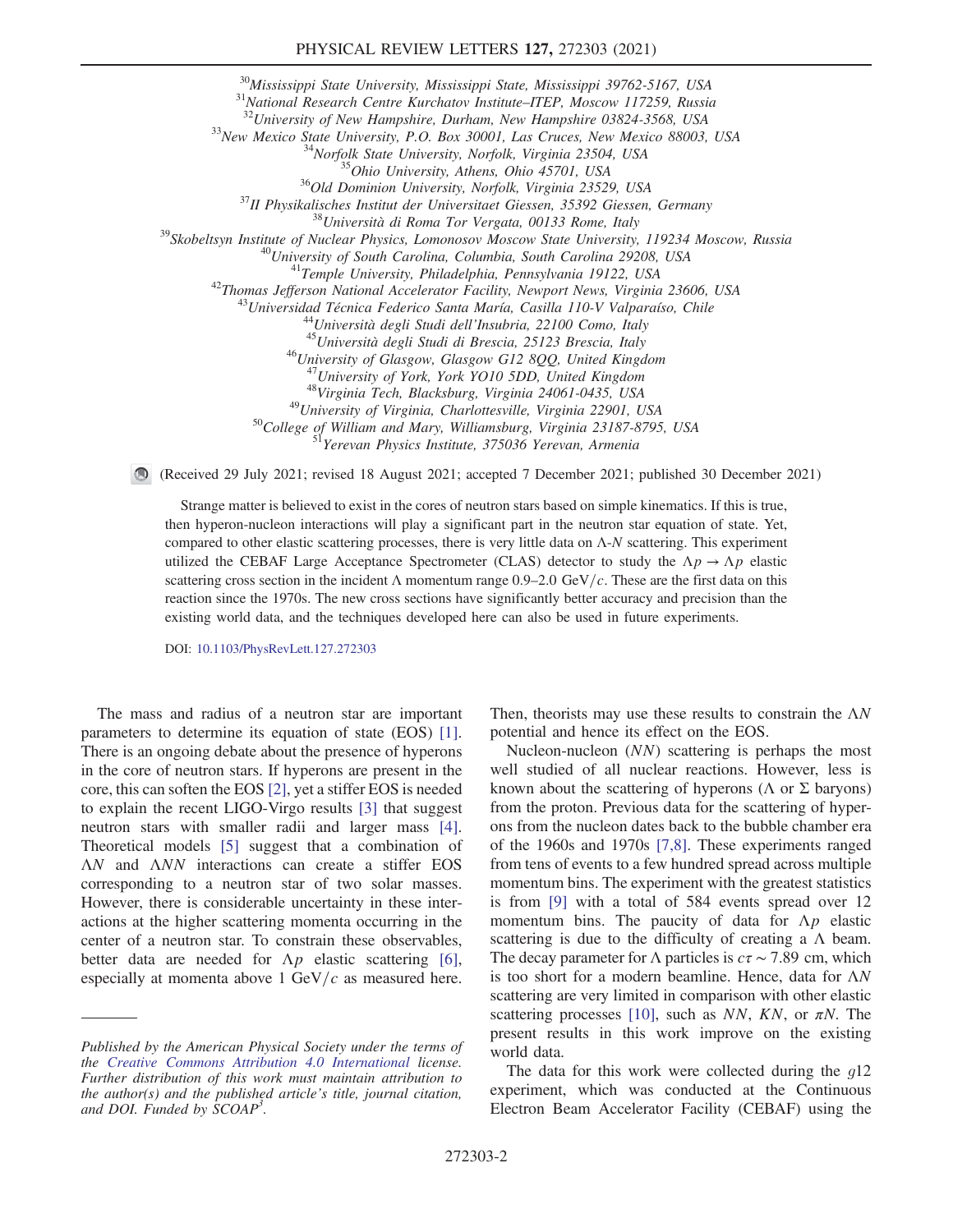[30]Mississippi State University, Mississippi State, Mississippi 39762-5167, USA
[31]National Research Centre Kurchatov Institute–ITEP, Moscow 117259, Russia
[32]University of New Hampshire, Durham, New Hampshire 03824-3568, USA
[33]New Mexico State University, P.O. Box 30001, Las Cruces, New Mexico 88003, USA
[34]Norfolk State University, Norfolk, Virginia 23504, USA
[35]Ohio University, Athens, Ohio 45701, USA
[36]Old Dominion University, Norfolk, Virginia 23529, USA
[37]II Physikalisches Institut der Universitaet Giessen, 35392 Giessen, Germany
[38]Università di Roma Tor Vergata, 00133 Rome, Italy
[39]Skobeltsyn Institute of Nuclear Physics, Lomonosov Moscow State University, 119234 Moscow, Russia
[40]University of South Carolina, Columbia, South Carolina 29208, USA
[41]Temple University, Philadelphia, Pennsylvania 19122, USA
[42]Thomas Jefferson National Accelerator Facility, Newport News, Virginia 23606, USA
[43]Universidad Técnica Federico Santa María, Casilla 110-V Valparaíso, Chile
[44]Università degli Studi dell'Insubria, 22100 Como, Italy
[45]Università degli Studi di Brescia, 25123 Brescia, Italy
[46]University of Glasgow, Glasgow G12 8QQ, United Kingdom
[47]University of York, York YO10 5DD, United Kingdom
[48]Virginia Tech, Blacksburg, Virginia 24061-0435, USA
[49]University of Virginia, Charlottesville, Virginia 22901, USA
[50]College of William and Mary, Williamsburg, Virginia 23187-8795, USA
[51]Yerevan Physics Institute, 375036 Yerevan, Armenia

(Received 29 July 2021; revised 18 August 2021; accepted 7 December 2021; published 30 December 2021)

Strange matter is believed to exist in the cores of neutron stars based on simple kinematics. If this is true, then hyperon-nucleon interactions will play a significant part in the neutron star equation of state. Yet, compared to other elastic scattering processes, there is very little data on $\Lambda$-$N$ scattering. This experiment utilized the CEBAF Large Acceptance Spectrometer (CLAS) detector to study the $\Lambda p \to \Lambda p$ elastic scattering cross section in the incident $\Lambda$ momentum range 0.9–2.0 GeV/$c$. These are the first data on this reaction since the 1970s. The new cross sections have significantly better accuracy and precision than the existing world data, and the techniques developed here can also be used in future experiments.

DOI: 10.1103/PhysRevLett.127.272303

The mass and radius of a neutron star are important parameters to determine its equation of state (EOS) [1]. There is an ongoing debate about the presence of hyperons in the core of neutron stars. If hyperons are present in the core, this can soften the EOS [2], yet a stiffer EOS is needed to explain the recent LIGO-Virgo results [3] that suggest neutron stars with smaller radii and larger mass [4]. Theoretical models [5] suggest that a combination of $\Lambda N$ and $\Lambda NN$ interactions can create a stiffer EOS corresponding to a neutron star of two solar masses. However, there is considerable uncertainty in these interactions at the higher scattering momenta occurring in the center of a neutron star. To constrain these observables, better data are needed for $\Lambda p$ elastic scattering [6], especially at momenta above 1 GeV/$c$ as measured here. Then, theorists may use these results to constrain the $\Lambda N$ potential and hence its effect on the EOS.

Nucleon-nucleon ($NN$) scattering is perhaps the most well studied of all nuclear reactions. However, less is known about the scattering of hyperons ($\Lambda$ or $\Sigma$ baryons) from the proton. Previous data for the scattering of hyperons from the nucleon dates back to the bubble chamber era of the 1960s and 1970s [7,8]. These experiments ranged from tens of events to a few hundred spread across multiple momentum bins. The experiment with the greatest statistics is from [9] with a total of 584 events spread over 12 momentum bins. The paucity of data for $\Lambda p$ elastic scattering is due to the difficulty of creating a $\Lambda$ beam. The decay parameter for $\Lambda$ particles is $c\tau \sim 7.89$ cm, which is too short for a modern beamline. Hence, data for $\Lambda N$ scattering are very limited in comparison with other elastic scattering processes [10], such as $NN$, $KN$, or $\pi N$. The present results in this work improve on the existing world data.

The data for this work were collected during the $g12$ experiment, which was conducted at the Continuous Electron Beam Accelerator Facility (CEBAF) using the

Published by the American Physical Society under the terms of the Creative Commons Attribution 4.0 International license. Further distribution of this work must maintain attribution to the author(s) and the published article's title, journal citation, and DOI. Funded by SCOAP[3].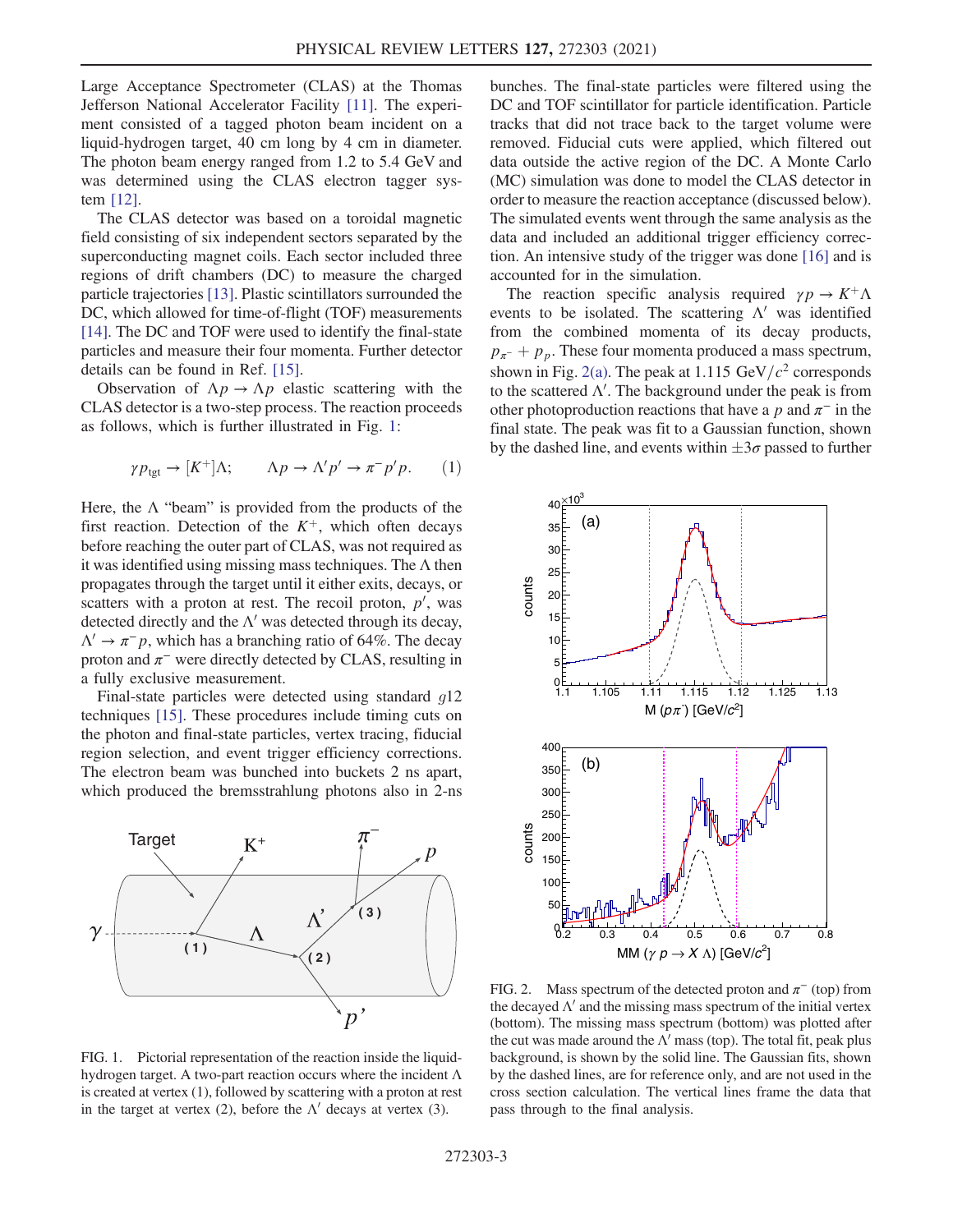Large Acceptance Spectrometer (CLAS) at the Thomas Jefferson National Accelerator Facility [11]. The experiment consisted of a tagged photon beam incident on a liquid-hydrogen target, 40 cm long by 4 cm in diameter. The photon beam energy ranged from 1.2 to 5.4 GeV and was determined using the CLAS electron tagger system [12].

The CLAS detector was based on a toroidal magnetic field consisting of six independent sectors separated by the superconducting magnet coils. Each sector included three regions of drift chambers (DC) to measure the charged particle trajectories [13]. Plastic scintillators surrounded the DC, which allowed for time-of-flight (TOF) measurements [14]. The DC and TOF were used to identify the final-state particles and measure their four momenta. Further detector details can be found in Ref. [15].

Observation of $\Lambda p \to \Lambda p$ elastic scattering with the CLAS detector is a two-step process. The reaction proceeds as follows, which is further illustrated in Fig. 1:

$$\gamma p_{\mathrm{tgt}} \to [K^+]\Lambda; \qquad \Lambda p \to \Lambda' p' \to \pi^- p' p. \tag{1}$$

Here, the $\Lambda$ "beam" is provided from the products of the first reaction. Detection of the $K^+$, which often decays before reaching the outer part of CLAS, was not required as it was identified using missing mass techniques. The $\Lambda$ then propagates through the target until it either exits, decays, or scatters with a proton at rest. The recoil proton, $p'$, was detected directly and the $\Lambda'$ was detected through its decay, $\Lambda' \to \pi^- p$, which has a branching ratio of 64%. The decay proton and $\pi^-$ were directly detected by CLAS, resulting in a fully exclusive measurement.

Final-state particles were detected using standard $g12$ techniques [15]. These procedures include timing cuts on the photon and final-state particles, vertex tracing, fiducial region selection, and event trigger efficiency corrections. The electron beam was bunched into buckets 2 ns apart, which produced the bremsstrahlung photons also in 2-ns bunches. The final-state particles were filtered using the DC and TOF scintillator for particle identification. Particle tracks that did not trace back to the target volume were removed. Fiducial cuts were applied, which filtered out data outside the active region of the DC. A Monte Carlo (MC) simulation was done to model the CLAS detector in order to measure the reaction acceptance (discussed below). The simulated events went through the same analysis as the data and included an additional trigger efficiency correction. An intensive study of the trigger was done [16] and is accounted for in the simulation.

The reaction specific analysis required $\gamma p \to K^+ \Lambda$ events to be isolated. The scattering $\Lambda'$ was identified from the combined momenta of its decay products, $p_{\pi^-} + p_p$. These four momenta produced a mass spectrum, shown in Fig. 2(a). The peak at 1.115 GeV$/c^2$ corresponds to the scattered $\Lambda'$. The background under the peak is from other photoproduction reactions that have a $p$ and $\pi^-$ in the final state. The peak was fit to a Gaussian function, shown by the dashed line, and events within $\pm 3\sigma$ passed to further

FIG. 1. Pictorial representation of the reaction inside the liquid-hydrogen target. A two-part reaction occurs where the incident $\Lambda$ is created at vertex (1), followed by scattering with a proton at rest in the target at vertex (2), before the $\Lambda'$ decays at vertex (3).

FIG. 2. Mass spectrum of the detected proton and $\pi^-$ (top) from the decayed $\Lambda'$ and the missing mass spectrum of the initial vertex (bottom). The missing mass spectrum (bottom) was plotted after the cut was made around the $\Lambda'$ mass (top). The total fit, peak plus background, is shown by the solid line. The Gaussian fits, shown by the dashed lines, are for reference only, and are not used in the cross section calculation. The vertical lines frame the data that pass through to the final analysis.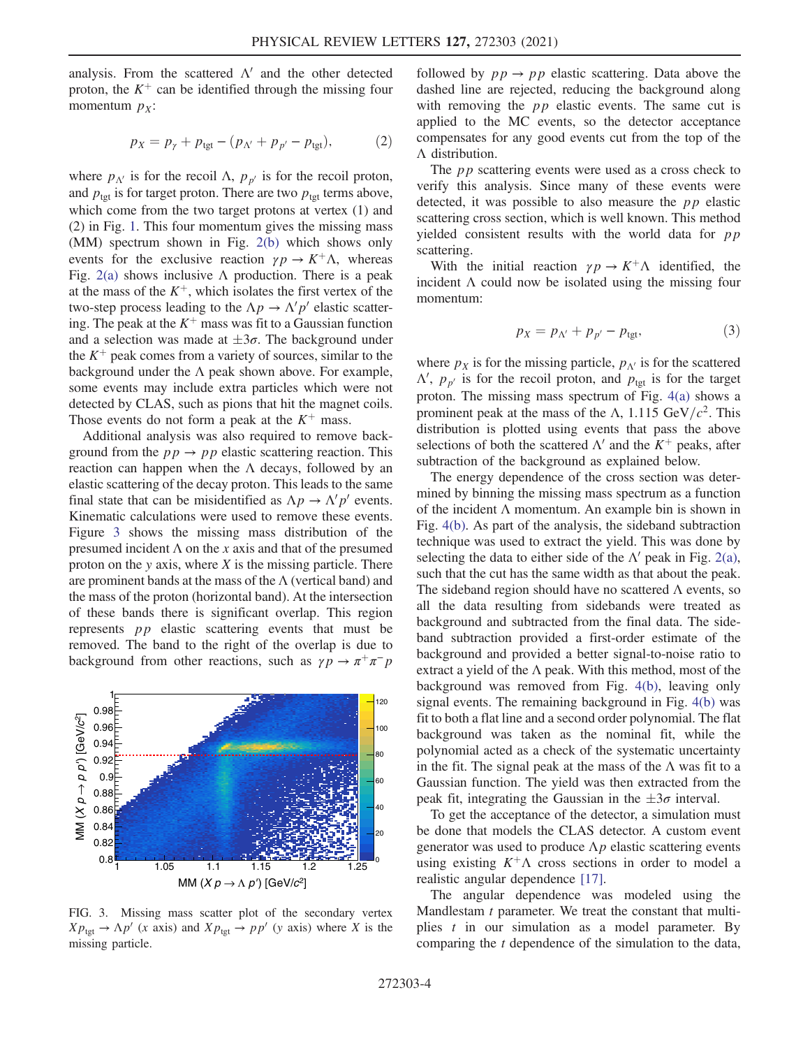analysis. From the scattered $\Lambda'$ and the other detected proton, the $K^+$ can be identified through the missing four momentum $p_X$:

$$p_X = p_\gamma + p_{\text{tgt}} - (p_{\Lambda'} + p_{p'} - p_{\text{tgt}}), \tag{2}$$

where $p_{\Lambda'}$ is for the recoil $\Lambda$, $p_{p'}$ is for the recoil proton, and $p_{\text{tgt}}$ is for target proton. There are two $p_{\text{tgt}}$ terms above, which come from the two target protons at vertex (1) and (2) in Fig. 1. This four momentum gives the missing mass (MM) spectrum shown in Fig. 2(b) which shows only events for the exclusive reaction $\gamma p \to K^+\Lambda$, whereas Fig. 2(a) shows inclusive $\Lambda$ production. There is a peak at the mass of the $K^+$, which isolates the first vertex of the two-step process leading to the $\Lambda p \to \Lambda' p'$ elastic scattering. The peak at the $K^+$ mass was fit to a Gaussian function and a selection was made at $\pm 3\sigma$. The background under the $K^+$ peak comes from a variety of sources, similar to the background under the $\Lambda$ peak shown above. For example, some events may include extra particles which were not detected by CLAS, such as pions that hit the magnet coils. Those events do not form a peak at the $K^+$ mass.

Additional analysis was also required to remove background from the $pp \to pp$ elastic scattering reaction. This reaction can happen when the $\Lambda$ decays, followed by an elastic scattering of the decay proton. This leads to the same final state that can be misidentified as $\Lambda p \to \Lambda' p'$ events. Kinematic calculations were used to remove these events. Figure 3 shows the missing mass distribution of the presumed incident $\Lambda$ on the $x$ axis and that of the presumed proton on the $y$ axis, where $X$ is the missing particle. There are prominent bands at the mass of the $\Lambda$ (vertical band) and the mass of the proton (horizontal band). At the intersection of these bands there is significant overlap. This region represents $pp$ elastic scattering events that must be removed. The band to the right of the overlap is due to background from other reactions, such as $\gamma p \to \pi^+\pi^- p$ followed by $pp \to pp$ elastic scattering. Data above the dashed line are rejected, reducing the background along with removing the $pp$ elastic events. The same cut is applied to the MC events, so the detector acceptance compensates for any good events cut from the top of the $\Lambda$ distribution.

FIG. 3. Missing mass scatter plot of the secondary vertex $Xp_{\text{tgt}} \to \Lambda p'$ ($x$ axis) and $Xp_{\text{tgt}} \to pp'$ ($y$ axis) where $X$ is the missing particle.

The $pp$ scattering events were used as a cross check to verify this analysis. Since many of these events were detected, it was possible to also measure the $pp$ elastic scattering cross section, which is well known. This method yielded consistent results with the world data for $pp$ scattering.

With the initial reaction $\gamma p \to K^+\Lambda$ identified, the incident $\Lambda$ could now be isolated using the missing four momentum:

$$p_X = p_{\Lambda'} + p_{p'} - p_{\text{tgt}}, \tag{3}$$

where $p_X$ is for the missing particle, $p_{\Lambda'}$ is for the scattered $\Lambda'$, $p_{p'}$ is for the recoil proton, and $p_{\text{tgt}}$ is for the target proton. The missing mass spectrum of Fig. 4(a) shows a prominent peak at the mass of the $\Lambda$, 1.115 GeV/$c^2$. This distribution is plotted using events that pass the above selections of both the scattered $\Lambda'$ and the $K^+$ peaks, after subtraction of the background as explained below.

The energy dependence of the cross section was determined by binning the missing mass spectrum as a function of the incident $\Lambda$ momentum. An example bin is shown in Fig. 4(b). As part of the analysis, the sideband subtraction technique was used to extract the yield. This was done by selecting the data to either side of the $\Lambda'$ peak in Fig. 2(a), such that the cut has the same width as that about the peak. The sideband region should have no scattered $\Lambda$ events, so all the data resulting from sidebands were treated as background and subtracted from the final data. The sideband subtraction provided a first-order estimate of the background and provided a better signal-to-noise ratio to extract a yield of the $\Lambda$ peak. With this method, most of the background was removed from Fig. 4(b), leaving only signal events. The remaining background in Fig. 4(b) was fit to both a flat line and a second order polynomial. The flat background was taken as the nominal fit, while the polynomial acted as a check of the systematic uncertainty in the fit. The signal peak at the mass of the $\Lambda$ was fit to a Gaussian function. The yield was then extracted from the peak fit, integrating the Gaussian in the $\pm 3\sigma$ interval.

To get the acceptance of the detector, a simulation must be done that models the CLAS detector. A custom event generator was used to produce $\Lambda p$ elastic scattering events using existing $K^+\Lambda$ cross sections in order to model a realistic angular dependence [17].

The angular dependence was modeled using the Mandlestam $t$ parameter. We treat the constant that multiplies $t$ in our simulation as a model parameter. By comparing the $t$ dependence of the simulation to the data,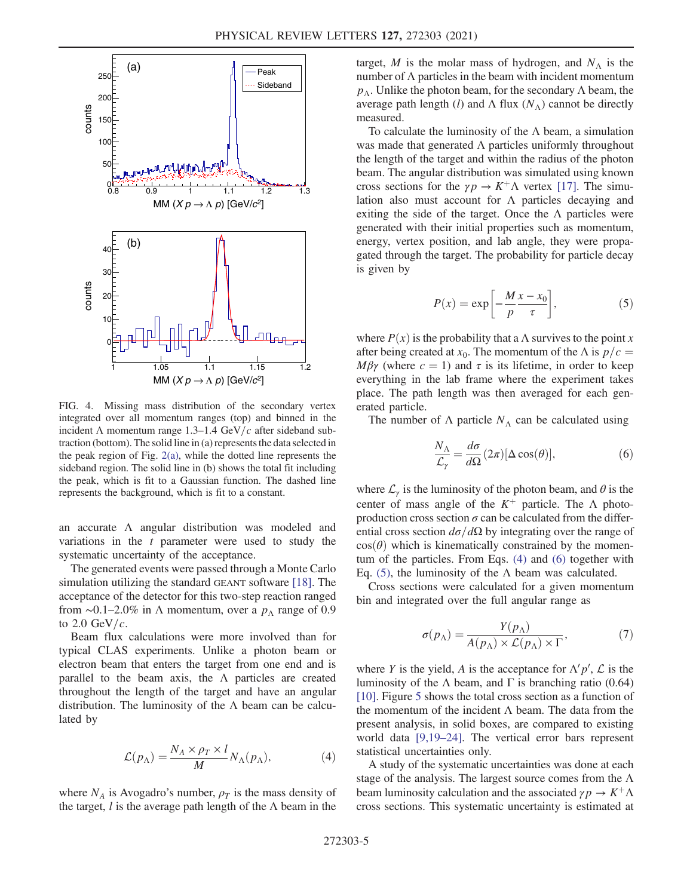FIG. 4. Missing mass distribution of the secondary vertex integrated over all momentum ranges (top) and binned in the incident $\Lambda$ momentum range 1.3–1.4 GeV/$c$ after sideband subtraction (bottom). The solid line in (a) represents the data selected in the peak region of Fig. 2(a), while the dotted line represents the sideband region. The solid line in (b) shows the total fit including the peak, which is fit to a Gaussian function. The dashed line represents the background, which is fit to a constant.

an accurate $\Lambda$ angular distribution was modeled and variations in the $t$ parameter were used to study the systematic uncertainty of the acceptance.

The generated events were passed through a Monte Carlo simulation utilizing the standard GEANT software [18]. The acceptance of the detector for this two-step reaction ranged from ~0.1–2.0% in $\Lambda$ momentum, over a $p_\Lambda$ range of 0.9 to 2.0 GeV/$c$.

Beam flux calculations were more involved than for typical CLAS experiments. Unlike a photon beam or electron beam that enters the target from one end and is parallel to the beam axis, the $\Lambda$ particles are created throughout the length of the target and have an angular distribution. The luminosity of the $\Lambda$ beam can be calculated by

$$\mathcal{L}(p_\Lambda) = \frac{N_A \times \rho_T \times l}{M} N_\Lambda(p_\Lambda), \tag{4}$$

where $N_A$ is Avogadro's number, $\rho_T$ is the mass density of the target, $l$ is the average path length of the $\Lambda$ beam in the target, $M$ is the molar mass of hydrogen, and $N_\Lambda$ is the number of $\Lambda$ particles in the beam with incident momentum $p_\Lambda$. Unlike the photon beam, for the secondary $\Lambda$ beam, the average path length ($l$) and $\Lambda$ flux ($N_\Lambda$) cannot be directly measured.

To calculate the luminosity of the $\Lambda$ beam, a simulation was made that generated $\Lambda$ particles uniformly throughout the length of the target and within the radius of the photon beam. The angular distribution was simulated using known cross sections for the $\gamma p \to K^+\Lambda$ vertex [17]. The simulation also must account for $\Lambda$ particles decaying and exiting the side of the target. Once the $\Lambda$ particles were generated with their initial properties such as momentum, energy, vertex position, and lab angle, they were propagated through the target. The probability for particle decay is given by

$$P(x) = \exp\left[-\frac{M}{p}\frac{x - x_0}{\tau}\right], \tag{5}$$

where $P(x)$ is the probability that a $\Lambda$ survives to the point $x$ after being created at $x_0$. The momentum of the $\Lambda$ is $p/c = M\beta\gamma$ (where $c = 1$) and $\tau$ is its lifetime, in order to keep everything in the lab frame where the experiment takes place. The path length was then averaged for each generated particle.

The number of $\Lambda$ particle $N_\Lambda$ can be calculated using

$$\frac{N_\Lambda}{\mathcal{L}_\gamma} = \frac{d\sigma}{d\Omega}(2\pi)[\Delta\cos(\theta)], \tag{6}$$

where $\mathcal{L}_\gamma$ is the luminosity of the photon beam, and $\theta$ is the center of mass angle of the $K^+$ particle. The $\Lambda$ photoproduction cross section $\sigma$ can be calculated from the differential cross section $d\sigma/d\Omega$ by integrating over the range of $\cos(\theta)$ which is kinematically constrained by the momentum of the particles. From Eqs. (4) and (6) together with Eq. (5), the luminosity of the $\Lambda$ beam was calculated.

Cross sections were calculated for a given momentum bin and integrated over the full angular range as

$$\sigma(p_\Lambda) = \frac{Y(p_\Lambda)}{A(p_\Lambda) \times \mathcal{L}(p_\Lambda) \times \Gamma}, \tag{7}$$

where $Y$ is the yield, $A$ is the acceptance for $\Lambda' p'$, $\mathcal{L}$ is the luminosity of the $\Lambda$ beam, and $\Gamma$ is branching ratio (0.64) [10]. Figure 5 shows the total cross section as a function of the momentum of the incident $\Lambda$ beam. The data from the present analysis, in solid boxes, are compared to existing world data [9,19–24]. The vertical error bars represent statistical uncertainties only.

A study of the systematic uncertainties was done at each stage of the analysis. The largest source comes from the $\Lambda$ beam luminosity calculation and the associated $\gamma p \to K^+\Lambda$ cross sections. This systematic uncertainty is estimated at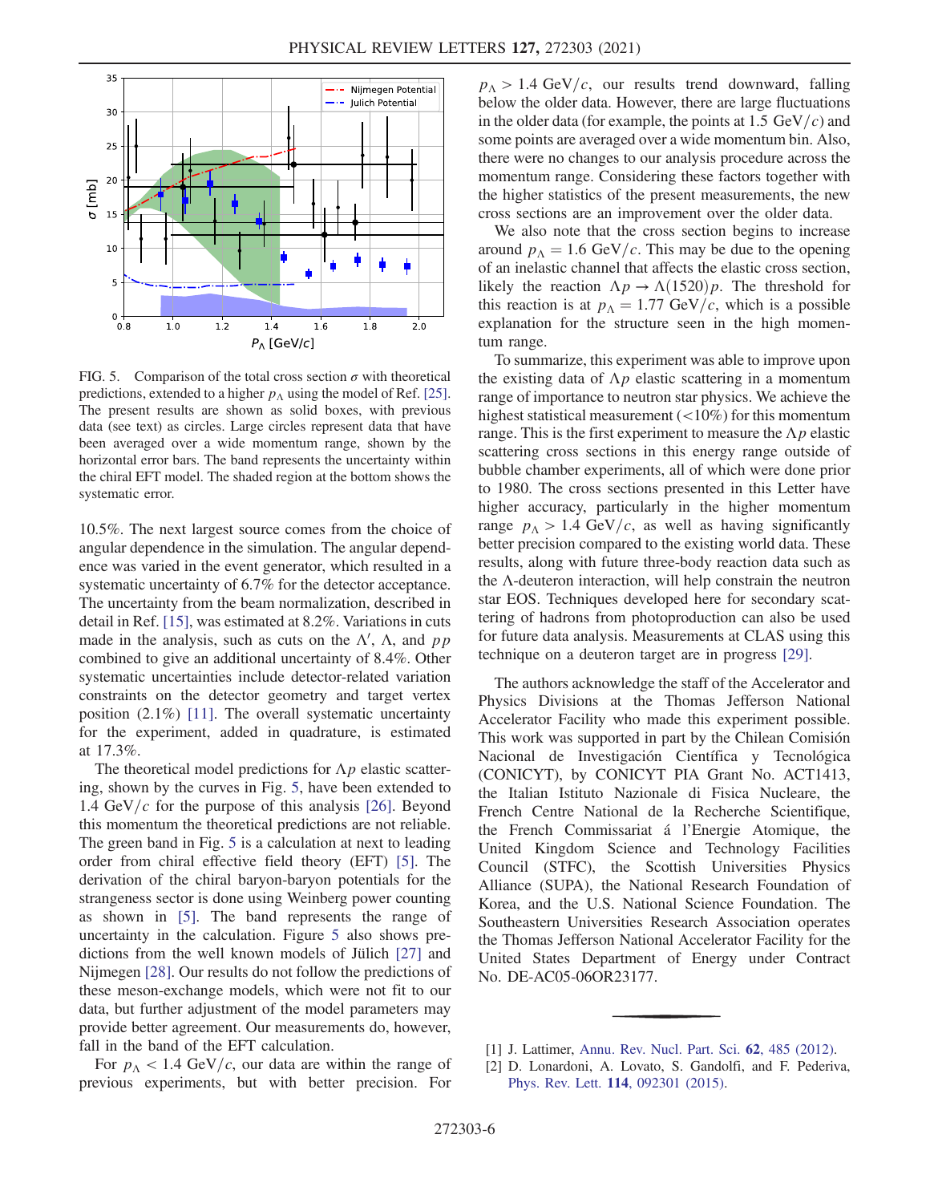FIG. 5. Comparison of the total cross section $\sigma$ with theoretical predictions, extended to a higher $p_\Lambda$ using the model of Ref. [25]. The present results are shown as solid boxes, with previous data (see text) as circles. Large circles represent data that have been averaged over a wide momentum range, shown by the horizontal error bars. The band represents the uncertainty within the chiral EFT model. The shaded region at the bottom shows the systematic error.

10.5%. The next largest source comes from the choice of angular dependence in the simulation. The angular dependence was varied in the event generator, which resulted in a systematic uncertainty of 6.7% for the detector acceptance. The uncertainty from the beam normalization, described in detail in Ref. [15], was estimated at 8.2%. Variations in cuts made in the analysis, such as cuts on the $\Lambda'$, $\Lambda$, and $pp$ combined to give an additional uncertainty of 8.4%. Other systematic uncertainties include detector-related variation constraints on the detector geometry and target vertex position (2.1%) [11]. The overall systematic uncertainty for the experiment, added in quadrature, is estimated at 17.3%.

The theoretical model predictions for $\Lambda p$ elastic scattering, shown by the curves in Fig. 5, have been extended to 1.4 GeV/$c$ for the purpose of this analysis [26]. Beyond this momentum the theoretical predictions are not reliable. The green band in Fig. 5 is a calculation at next to leading order from chiral effective field theory (EFT) [5]. The derivation of the chiral baryon-baryon potentials for the strangeness sector is done using Weinberg power counting as shown in [5]. The band represents the range of uncertainty in the calculation. Figure 5 also shows predictions from the well known models of Jülich [27] and Nijmegen [28]. Our results do not follow the predictions of these meson-exchange models, which were not fit to our data, but further adjustment of the model parameters may provide better agreement. Our measurements do, however, fall in the band of the EFT calculation.

For $p_\Lambda < 1.4$ GeV/$c$, our data are within the range of previous experiments, but with better precision. For $p_\Lambda > 1.4$ GeV/$c$, our results trend downward, falling below the older data. However, there are large fluctuations in the older data (for example, the points at 1.5 GeV/$c$) and some points are averaged over a wide momentum bin. Also, there were no changes to our analysis procedure across the momentum range. Considering these factors together with the higher statistics of the present measurements, the new cross sections are an improvement over the older data.

We also note that the cross section begins to increase around $p_\Lambda = 1.6$ GeV/$c$. This may be due to the opening of an inelastic channel that affects the elastic cross section, likely the reaction $\Lambda p \to \Lambda(1520)p$. The threshold for this reaction is at $p_\Lambda = 1.77$ GeV/$c$, which is a possible explanation for the structure seen in the high momentum range.

To summarize, this experiment was able to improve upon the existing data of $\Lambda p$ elastic scattering in a momentum range of importance to neutron star physics. We achieve the highest statistical measurement (<10%) for this momentum range. This is the first experiment to measure the $\Lambda p$ elastic scattering cross sections in this energy range outside of bubble chamber experiments, all of which were done prior to 1980. The cross sections presented in this Letter have higher accuracy, particularly in the higher momentum range $p_\Lambda > 1.4$ GeV/$c$, as well as having significantly better precision compared to the existing world data. These results, along with future three-body reaction data such as the $\Lambda$-deuteron interaction, will help constrain the neutron star EOS. Techniques developed here for secondary scattering of hadrons from photoproduction can also be used for future data analysis. Measurements at CLAS using this technique on a deuteron target are in progress [29].

The authors acknowledge the staff of the Accelerator and Physics Divisions at the Thomas Jefferson National Accelerator Facility who made this experiment possible. This work was supported in part by the Chilean Comisión Nacional de Investigación Científica y Tecnológica (CONICYT), by CONICYT PIA Grant No. ACT1413, the Italian Istituto Nazionale di Fisica Nucleare, the French Centre National de la Recherche Scientifique, the French Commissariat á l'Energie Atomique, the United Kingdom Science and Technology Facilities Council (STFC), the Scottish Universities Physics Alliance (SUPA), the National Research Foundation of Korea, and the U.S. National Science Foundation. The Southeastern Universities Research Association operates the Thomas Jefferson National Accelerator Facility for the United States Department of Energy under Contract No. DE-AC05-06OR23177.

---

[1] J. Lattimer, Annu. Rev. Nucl. Part. Sci. **62**, 485 (2012).

[2] D. Lonardoni, A. Lovato, S. Gandolfi, and F. Pederiva, Phys. Rev. Lett. **114**, 092301 (2015).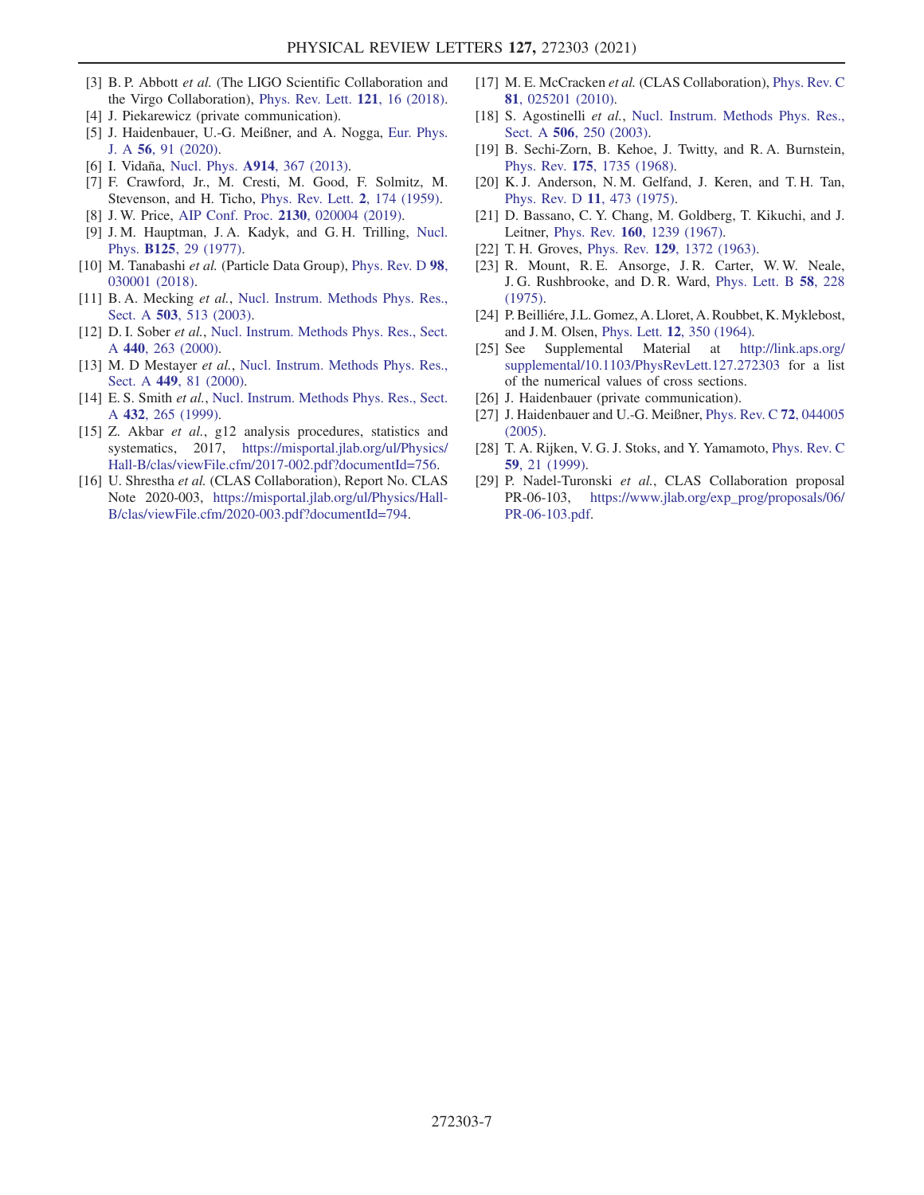[3] B. P. Abbott *et al.* (The LIGO Scientific Collaboration and the Virgo Collaboration), Phys. Rev. Lett. **121**, 16 (2018).

[4] J. Piekarewicz (private communication).

[5] J. Haidenbauer, U.-G. Meißner, and A. Nogga, Eur. Phys. J. A **56**, 91 (2020).

[6] I. Vidaña, Nucl. Phys. **A914**, 367 (2013).

[7] F. Crawford, Jr., M. Cresti, M. Good, F. Solmitz, M. Stevenson, and H. Ticho, Phys. Rev. Lett. **2**, 174 (1959).

[8] J. W. Price, AIP Conf. Proc. **2130**, 020004 (2019).

[9] J. M. Hauptman, J. A. Kadyk, and G. H. Trilling, Nucl. Phys. **B125**, 29 (1977).

[10] M. Tanabashi *et al.* (Particle Data Group), Phys. Rev. D **98**, 030001 (2018).

[11] B. A. Mecking *et al.*, Nucl. Instrum. Methods Phys. Res., Sect. A **503**, 513 (2003).

[12] D. I. Sober *et al.*, Nucl. Instrum. Methods Phys. Res., Sect. A **440**, 263 (2000).

[13] M. D Mestayer *et al.*, Nucl. Instrum. Methods Phys. Res., Sect. A **449**, 81 (2000).

[14] E. S. Smith *et al.*, Nucl. Instrum. Methods Phys. Res., Sect. A **432**, 265 (1999).

[15] Z. Akbar *et al.*, g12 analysis procedures, statistics and systematics, 2017, https://misportal.jlab.org/ul/Physics/Hall-B/clas/viewFile.cfm/2017-002.pdf?documentId=756.

[16] U. Shrestha *et al.* (CLAS Collaboration), Report No. CLAS Note 2020-003, https://misportal.jlab.org/ul/Physics/Hall-B/clas/viewFile.cfm/2020-003.pdf?documentId=794.

[17] M. E. McCracken *et al.* (CLAS Collaboration), Phys. Rev. C **81**, 025201 (2010).

[18] S. Agostinelli *et al.*, Nucl. Instrum. Methods Phys. Res., Sect. A **506**, 250 (2003).

[19] B. Sechi-Zorn, B. Kehoe, J. Twitty, and R. A. Burnstein, Phys. Rev. **175**, 1735 (1968).

[20] K. J. Anderson, N. M. Gelfand, J. Keren, and T. H. Tan, Phys. Rev. D **11**, 473 (1975).

[21] D. Bassano, C. Y. Chang, M. Goldberg, T. Kikuchi, and J. Leitner, Phys. Rev. **160**, 1239 (1967).

[22] T. H. Groves, Phys. Rev. **129**, 1372 (1963).

[23] R. Mount, R. E. Ansorge, J. R. Carter, W. W. Neale, J. G. Rushbrooke, and D. R. Ward, Phys. Lett. B **58**, 228 (1975).

[24] P. Beilliére, J.L. Gomez, A. Lloret, A. Roubbet, K. Myklebost, and J. M. Olsen, Phys. Lett. **12**, 350 (1964).

[25] See Supplemental Material at http://link.aps.org/supplemental/10.1103/PhysRevLett.127.272303 for a list of the numerical values of cross sections.

[26] J. Haidenbauer (private communication).

[27] J. Haidenbauer and U.-G. Meißner, Phys. Rev. C **72**, 044005 (2005).

[28] T. A. Rijken, V. G. J. Stoks, and Y. Yamamoto, Phys. Rev. C **59**, 21 (1999).

[29] P. Nadel-Turonski *et al.*, CLAS Collaboration proposal PR-06-103, https://www.jlab.org/exp_prog/proposals/06/PR-06-103.pdf.